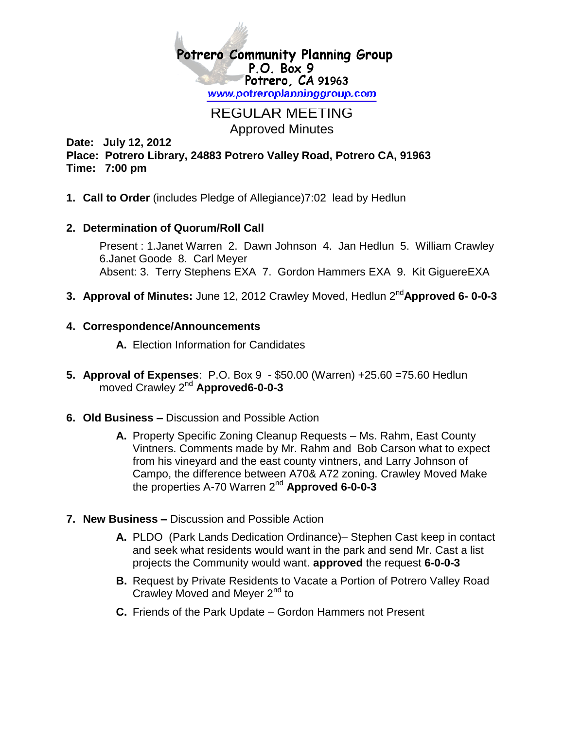# Potrero Community Planning Group
P.O. Box 9
Potrero, CA 91963
www.potreroplanninggroup.com

## REGULAR MEETING
Approved Minutes

**Date: July 12, 2012**
**Place: Potrero Library, 24883 Potrero Valley Road, Potrero CA, 91963**
**Time: 7:00 pm**

1. **Call to Order** (includes Pledge of Allegiance)7:02 lead by Hedlun

2. **Determination of Quorum/Roll Call**

   Present : 1.Janet Warren 2. Dawn Johnson 4. Jan Hedlun 5. William Crawley 6.Janet Goode 8. Carl Meyer
   Absent: 3. Terry Stephens EXA 7. Gordon Hammers EXA 9. Kit GiguereEXA

3. **Approval of Minutes:** June 12, 2012 Crawley Moved, Hedlun 2nd **Approved 6- 0-0-3**

4. **Correspondence/Announcements**

   **A.** Election Information for Candidates

5. **Approval of Expenses**: P.O. Box 9 - $50.00 (Warren) +25.60 =75.60 Hedlun moved Crawley 2nd **Approved6-0-0-3**

6. **Old Business –** Discussion and Possible Action

   **A.** Property Specific Zoning Cleanup Requests – Ms. Rahm, East County Vintners. Comments made by Mr. Rahm and Bob Carson what to expect from his vineyard and the east county vintners, and Larry Johnson of Campo, the difference between A70& A72 zoning. Crawley Moved Make the properties A-70 Warren 2nd **Approved 6-0-0-3**

7. **New Business –** Discussion and Possible Action

   **A.** PLDO (Park Lands Dedication Ordinance)– Stephen Cast keep in contact and seek what residents would want in the park and send Mr. Cast a list projects the Community would want. **approved** the request **6-0-0-3**

   **B.** Request by Private Residents to Vacate a Portion of Potrero Valley Road Crawley Moved and Meyer 2nd to

   **C.** Friends of the Park Update – Gordon Hammers not Present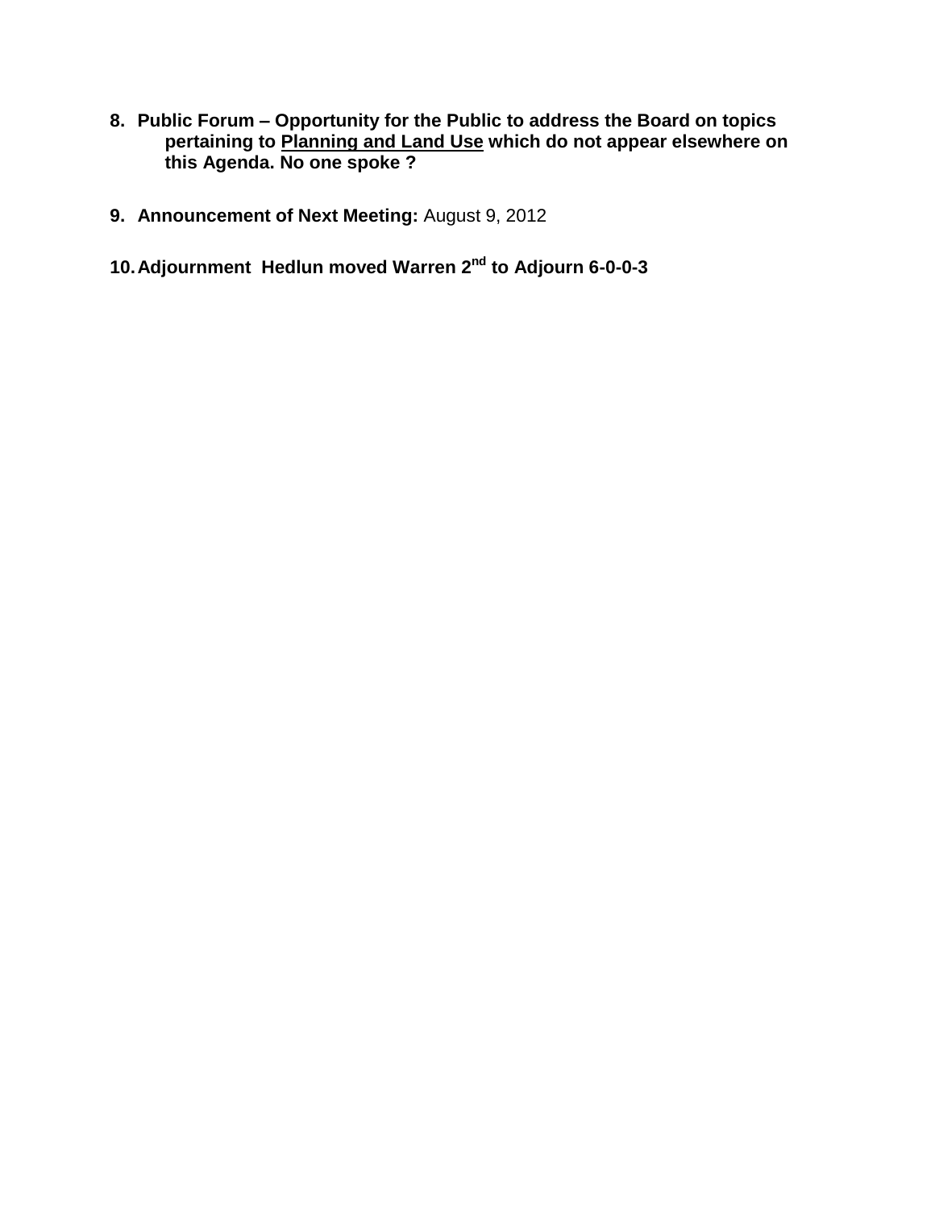8. **Public Forum – Opportunity for the Public to address the Board on topics pertaining to <u>Planning and Land Use</u> which do not appear elsewhere on this Agenda. No one spoke ?**

9. **Announcement of Next Meeting:** August 9, 2012

10. **Adjournment Hedlun moved Warren 2nd to Adjourn 6-0-0-3**